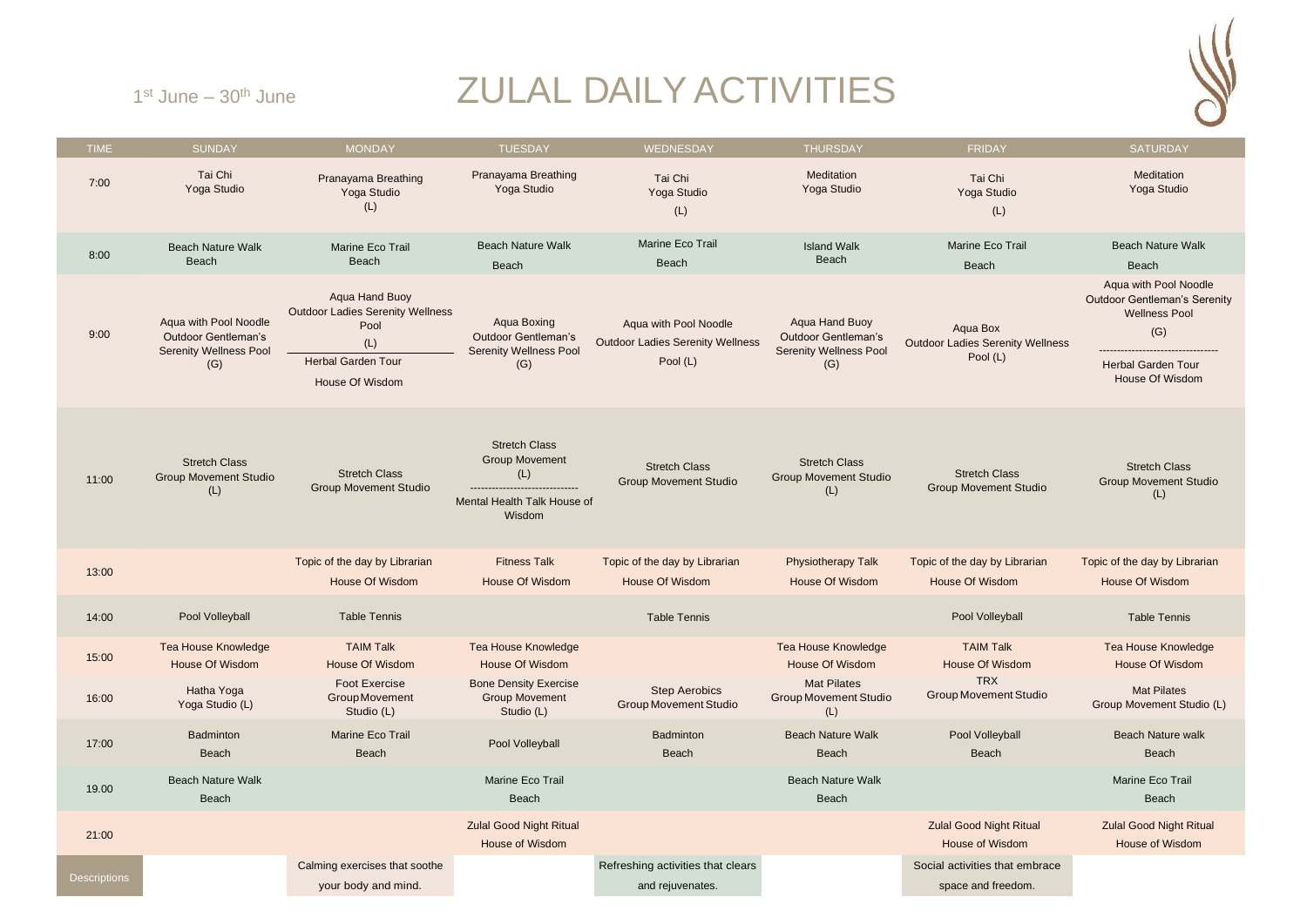1st June – 30th June

# ZULAL DAILY ACTIVITIES

| TIME | SUNDAY | MONDAY | TUESDAY | WEDNESDAY | THURSDAY | FRIDAY | SATURDAY |
|---|---|---|---|---|---|---|---|
| 7:00 | Tai Chi Yoga Studio | Pranayama Breathing Yoga Studio (L) | Pranayama Breathing Yoga Studio | Tai Chi Yoga Studio (L) | Meditation Yoga Studio | Tai Chi Yoga Studio (L) | Meditation Yoga Studio |
| 8:00 | Beach Nature Walk Beach | Marine Eco Trail Beach | Beach Nature Walk Beach | Marine Eco Trail Beach | Island Walk Beach | Marine Eco Trail Beach | Beach Nature Walk Beach |
| 9:00 | Aqua with Pool Noodle Outdoor Gentleman's Serenity Wellness Pool (G) | Aqua Hand Buoy Outdoor Ladies Serenity Wellness Pool (L) / Herbal Garden Tour House Of Wisdom | Aqua Boxing Outdoor Gentleman's Serenity Wellness Pool (G) | Aqua with Pool Noodle Outdoor Ladies Serenity Wellness Pool (L) | Aqua Hand Buoy Outdoor Gentleman's Serenity Wellness Pool (G) | Aqua Box Outdoor Ladies Serenity Wellness Pool (L) | Aqua with Pool Noodle Outdoor Gentleman's Serenity Wellness Pool (G) / Herbal Garden Tour House Of Wisdom |
| 11:00 | Stretch Class Group Movement Studio (L) | Stretch Class Group Movement Studio | Stretch Class Group Movement (L) / Mental Health Talk House of Wisdom | Stretch Class Group Movement Studio | Stretch Class Group Movement Studio (L) | Stretch Class Group Movement Studio | Stretch Class Group Movement Studio (L) |
| 13:00 | | Topic of the day by Librarian House Of Wisdom | Fitness Talk House Of Wisdom | Topic of the day by Librarian House Of Wisdom | Physiotherapy Talk House Of Wisdom | Topic of the day by Librarian House Of Wisdom | Topic of the day by Librarian House Of Wisdom |
| 14:00 | Pool Volleyball | Table Tennis | | Table Tennis | | Pool Volleyball | Table Tennis |
| 15:00 | Tea House Knowledge House Of Wisdom | TAIM Talk House Of Wisdom | Tea House Knowledge House Of Wisdom | | Tea House Knowledge House Of Wisdom | TAIM Talk House Of Wisdom | Tea House Knowledge House Of Wisdom |
| 16:00 | Hatha Yoga Yoga Studio (L) | Foot Exercise Group Movement Studio (L) | Bone Density Exercise Group Movement Studio (L) | Step Aerobics Group Movement Studio | Mat Pilates Group Movement Studio (L) | TRX Group Movement Studio | Mat Pilates Group Movement Studio (L) |
| 17:00 | Badminton Beach | Marine Eco Trail Beach | Pool Volleyball | Badminton Beach | Beach Nature Walk Beach | Pool Volleyball Beach | Beach Nature walk Beach |
| 19.00 | Beach Nature Walk Beach | | Marine Eco Trail Beach | | Beach Nature Walk Beach | | Marine Eco Trail Beach |
| 21:00 | | | Zulal Good Night Ritual House of Wisdom | | | Zulal Good Night Ritual House of Wisdom | Zulal Good Night Ritual House of Wisdom |
| Descriptions | | Calming exercises that soothe your body and mind. | | Refreshing activities that clears and rejuvenates. | | Social activities that embrace space and freedom. | |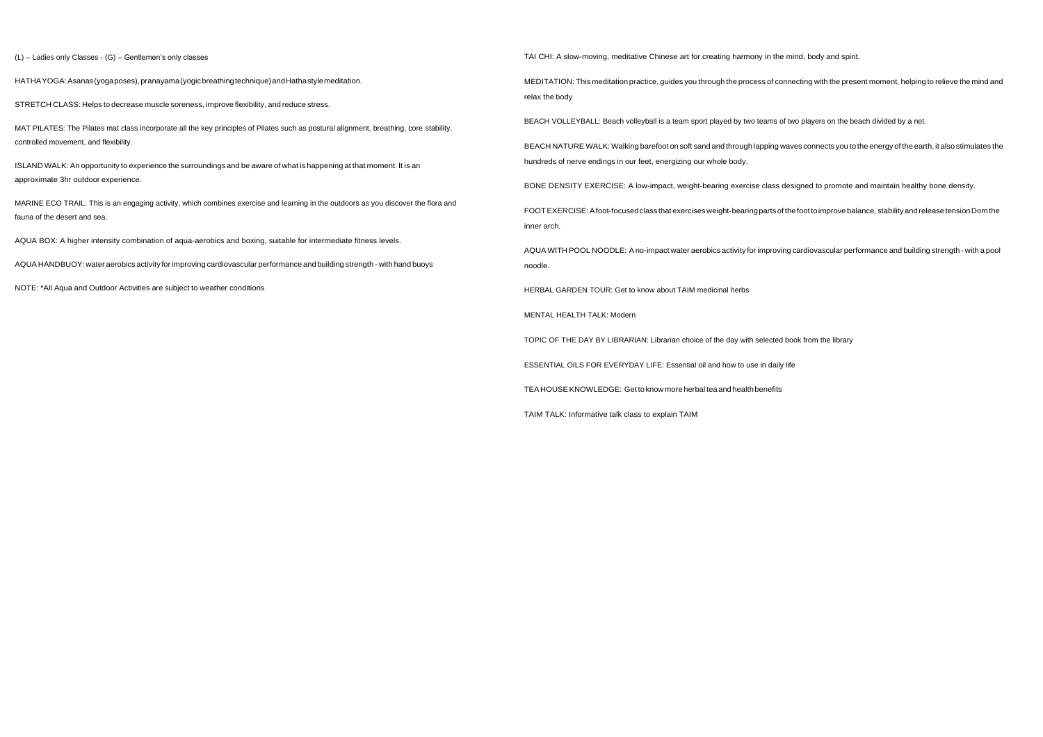(L) – Ladies only Classes - (G) – Gentlemen's only classes

HATHA YOGA: Asanas (yoga poses), pranayama (yogic breathing technique) and Hatha style meditation.

STRETCH CLASS: Helps to decrease muscle soreness, improve flexibility, and reduce stress.

MAT PILATES: The Pilates mat class incorporate all the key principles of Pilates such as postural alignment, breathing, core stability, controlled movement, and flexibility.

ISLAND WALK: An opportunity to experience the surroundings and be aware of what is happening at that moment. It is an approximate 3hr outdoor experience.

MARINE ECO TRAIL: This is an engaging activity, which combines exercise and learning in the outdoors as you discover the flora and fauna of the desert and sea.

AQUA BOX: A higher intensity combination of aqua-aerobics and boxing, suitable for intermediate fitness levels.

AQUA HANDBUOY: water aerobics activity for improving cardiovascular performance and building strength - with hand buoys

NOTE: *All Aqua and Outdoor Activities are subject to weather conditions

TAI CHI: A slow-moving, meditative Chinese art for creating harmony in the mind, body and spirit.

MEDITATION: This meditation practice, guides you through the process of connecting with the present moment, helping to relieve the mind and relax the body

BEACH VOLLEYBALL: Beach volleyball is a team sport played by two teams of two players on the beach divided by a net.

BEACH NATURE WALK: Walking barefoot on soft sand and through lapping waves connects you to the energy of the earth, it also stimulates the hundreds of nerve endings in our feet, energizing our whole body.

BONE DENSITY EXERCISE: A low-impact, weight-bearing exercise class designed to promote and maintain healthy bone density.

FOOT EXERCISE: A foot-focused class that exercises weight-bearing parts of the foot to improve balance, stability and release tension Dom the inner arch.

AQUA WITH POOL NOODLE: A no-impact water aerobics activity for improving cardiovascular performance and building strength - with a pool noodle.

HERBAL GARDEN TOUR: Get to know about TAIM medicinal herbs

MENTAL HEALTH TALK: Modern

TOPIC OF THE DAY BY LIBRARIAN: Librarian choice of the day with selected book from the library

ESSENTIAL OILS FOR EVERYDAY LIFE: Essential oil and how to use in daily life

TEA HOUSE KNOWLEDGE: Get to know more herbal tea and health benefits

TAIM TALK: Informative talk class to explain TAIM